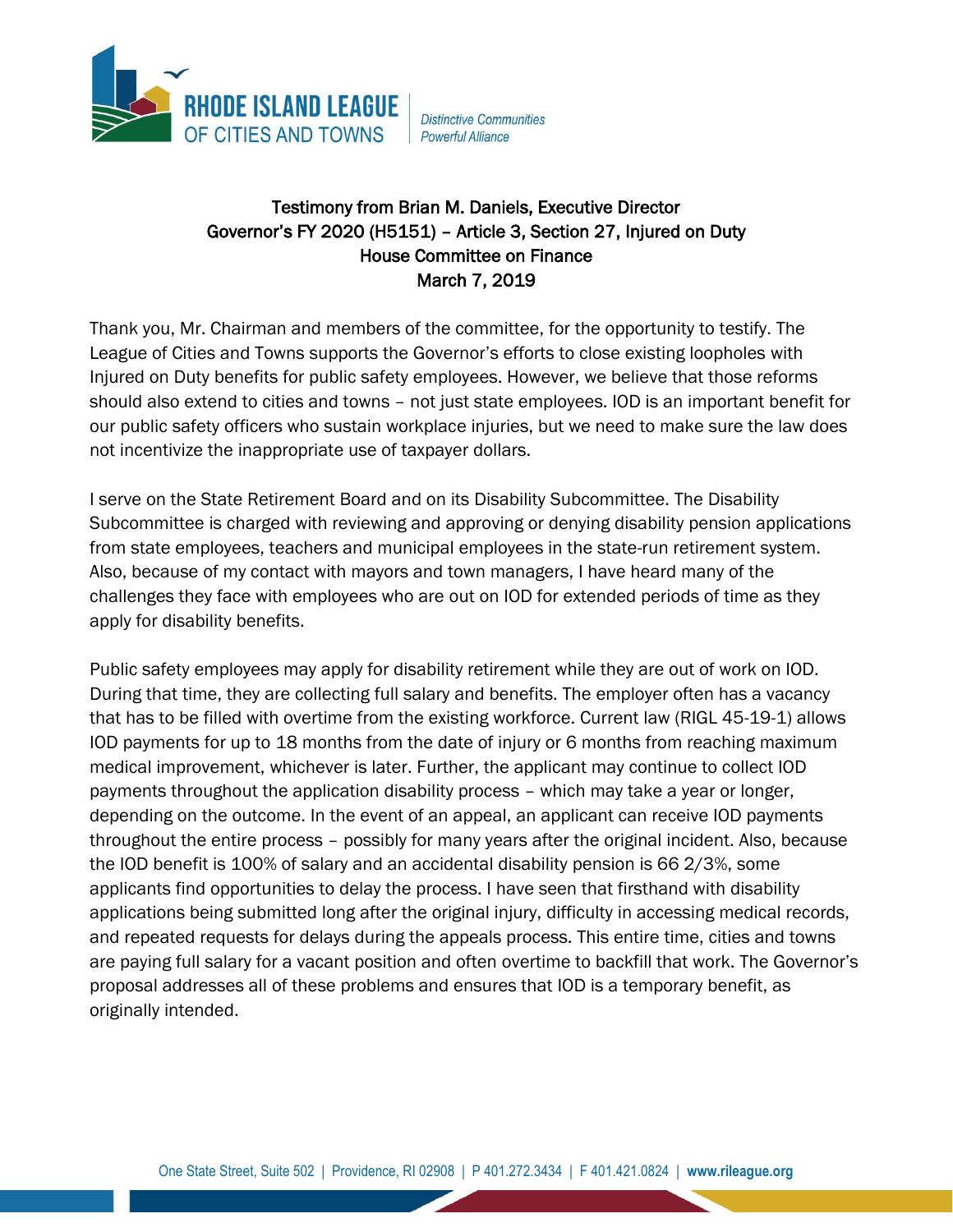**RHODE ISLAND LEAGUE OF CITIES AND TOWNS**

*Distinctive Communities*
*Powerful Alliance*

## Testimony from Brian M. Daniels, Executive Director
## Governor's FY 2020 (H5151) – Article 3, Section 27, Injured on Duty
## House Committee on Finance
## March 7, 2019

Thank you, Mr. Chairman and members of the committee, for the opportunity to testify. The League of Cities and Towns supports the Governor's efforts to close existing loopholes with Injured on Duty benefits for public safety employees. However, we believe that those reforms should also extend to cities and towns – not just state employees. IOD is an important benefit for our public safety officers who sustain workplace injuries, but we need to make sure the law does not incentivize the inappropriate use of taxpayer dollars.

I serve on the State Retirement Board and on its Disability Subcommittee. The Disability Subcommittee is charged with reviewing and approving or denying disability pension applications from state employees, teachers and municipal employees in the state-run retirement system. Also, because of my contact with mayors and town managers, I have heard many of the challenges they face with employees who are out on IOD for extended periods of time as they apply for disability benefits.

Public safety employees may apply for disability retirement while they are out of work on IOD. During that time, they are collecting full salary and benefits. The employer often has a vacancy that has to be filled with overtime from the existing workforce. Current law (RIGL 45-19-1) allows IOD payments for up to 18 months from the date of injury or 6 months from reaching maximum medical improvement, whichever is later. Further, the applicant may continue to collect IOD payments throughout the application disability process – which may take a year or longer, depending on the outcome. In the event of an appeal, an applicant can receive IOD payments throughout the entire process – possibly for many years after the original incident. Also, because the IOD benefit is 100% of salary and an accidental disability pension is 66 2/3%, some applicants find opportunities to delay the process. I have seen that firsthand with disability applications being submitted long after the original injury, difficulty in accessing medical records, and repeated requests for delays during the appeals process. This entire time, cities and towns are paying full salary for a vacant position and often overtime to backfill that work. The Governor's proposal addresses all of these problems and ensures that IOD is a temporary benefit, as originally intended.

One State Street, Suite 502 | Providence, RI 02908 | P 401.272.3434 | F 401.421.0824 | **www.rileague.org**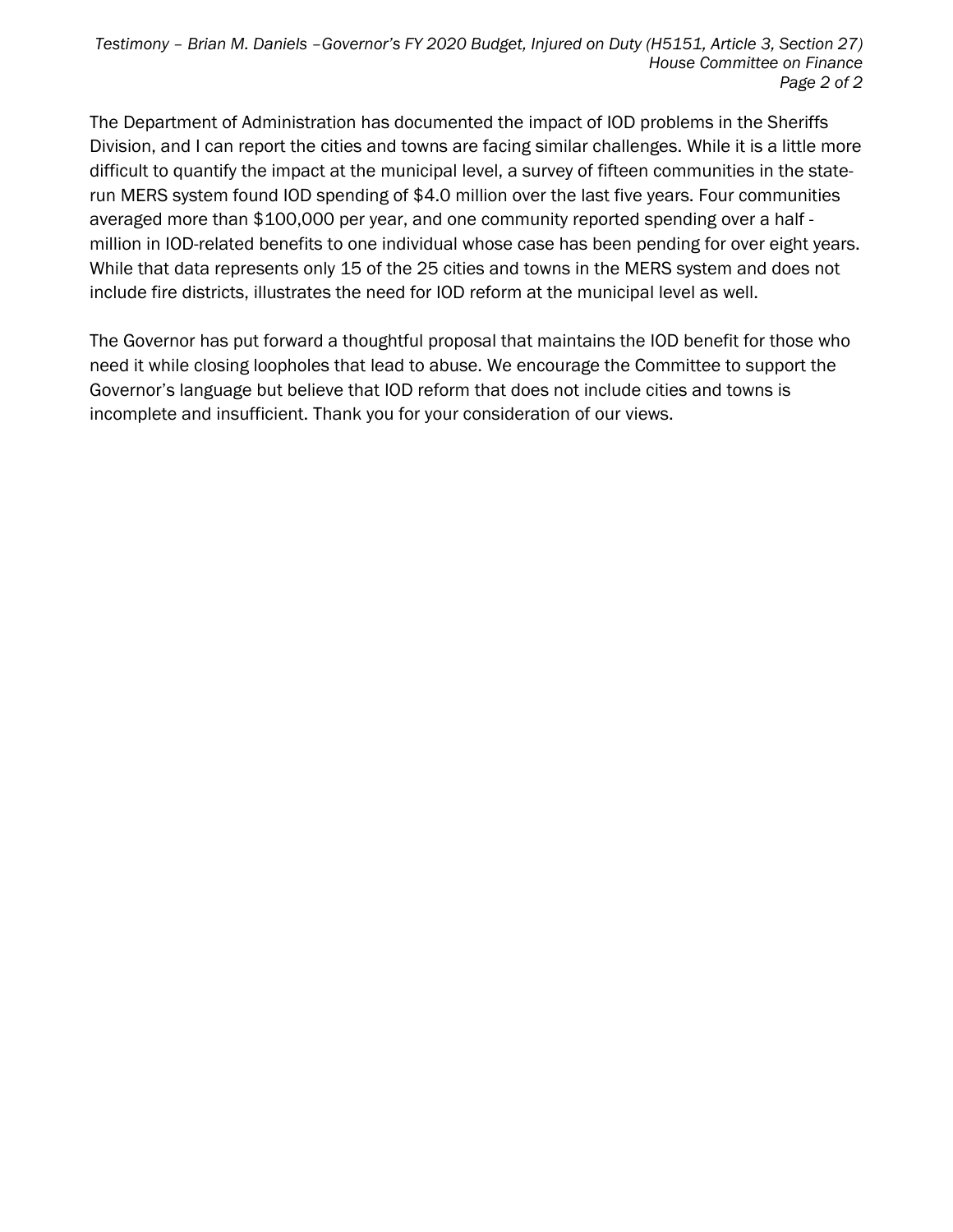The Department of Administration has documented the impact of IOD problems in the Sheriffs Division, and I can report the cities and towns are facing similar challenges. While it is a little more difficult to quantify the impact at the municipal level, a survey of fifteen communities in the state-run MERS system found IOD spending of $4.0 million over the last five years. Four communities averaged more than $100,000 per year, and one community reported spending over a half - million in IOD-related benefits to one individual whose case has been pending for over eight years. While that data represents only 15 of the 25 cities and towns in the MERS system and does not include fire districts, illustrates the need for IOD reform at the municipal level as well.

The Governor has put forward a thoughtful proposal that maintains the IOD benefit for those who need it while closing loopholes that lead to abuse. We encourage the Committee to support the Governor's language but believe that IOD reform that does not include cities and towns is incomplete and insufficient. Thank you for your consideration of our views.